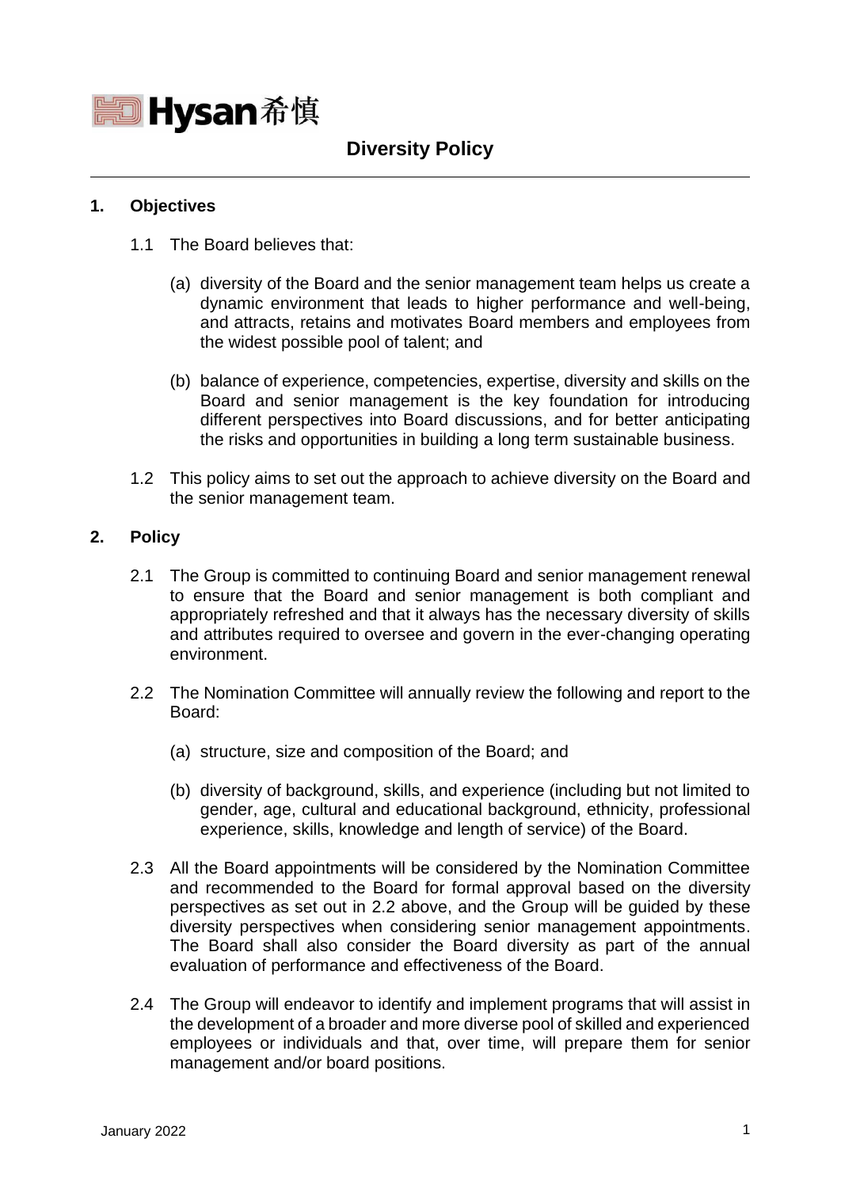Hysan 希慎

# Diversity Policy

## 1. Objectives

1.1 The Board believes that:

(a) diversity of the Board and the senior management team helps us create a dynamic environment that leads to higher performance and well-being, and attracts, retains and motivates Board members and employees from the widest possible pool of talent; and

(b) balance of experience, competencies, expertise, diversity and skills on the Board and senior management is the key foundation for introducing different perspectives into Board discussions, and for better anticipating the risks and opportunities in building a long term sustainable business.

1.2 This policy aims to set out the approach to achieve diversity on the Board and the senior management team.

## 2. Policy

2.1 The Group is committed to continuing Board and senior management renewal to ensure that the Board and senior management is both compliant and appropriately refreshed and that it always has the necessary diversity of skills and attributes required to oversee and govern in the ever-changing operating environment.

2.2 The Nomination Committee will annually review the following and report to the Board:

(a) structure, size and composition of the Board; and

(b) diversity of background, skills, and experience (including but not limited to gender, age, cultural and educational background, ethnicity, professional experience, skills, knowledge and length of service) of the Board.

2.3 All the Board appointments will be considered by the Nomination Committee and recommended to the Board for formal approval based on the diversity perspectives as set out in 2.2 above, and the Group will be guided by these diversity perspectives when considering senior management appointments. The Board shall also consider the Board diversity as part of the annual evaluation of performance and effectiveness of the Board.

2.4 The Group will endeavor to identify and implement programs that will assist in the development of a broader and more diverse pool of skilled and experienced employees or individuals and that, over time, will prepare them for senior management and/or board positions.

January 2022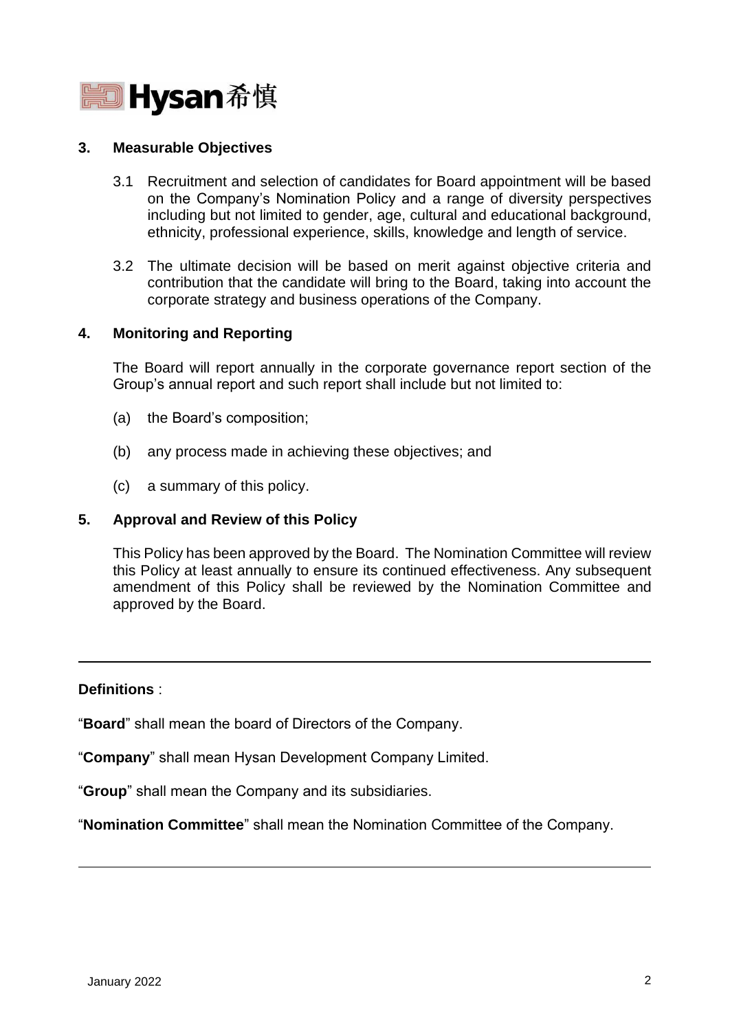## 3. Measurable Objectives

3.1 Recruitment and selection of candidates for Board appointment will be based on the Company's Nomination Policy and a range of diversity perspectives including but not limited to gender, age, cultural and educational background, ethnicity, professional experience, skills, knowledge and length of service.

3.2 The ultimate decision will be based on merit against objective criteria and contribution that the candidate will bring to the Board, taking into account the corporate strategy and business operations of the Company.

## 4. Monitoring and Reporting

The Board will report annually in the corporate governance report section of the Group's annual report and such report shall include but not limited to:

(a) the Board's composition;

(b) any process made in achieving these objectives; and

(c) a summary of this policy.

## 5. Approval and Review of this Policy

This Policy has been approved by the Board. The Nomination Committee will review this Policy at least annually to ensure its continued effectiveness. Any subsequent amendment of this Policy shall be reviewed by the Nomination Committee and approved by the Board.

---

**Definitions** :

"**Board**" shall mean the board of Directors of the Company.

"**Company**" shall mean Hysan Development Company Limited.

"**Group**" shall mean the Company and its subsidiaries.

"**Nomination Committee**" shall mean the Nomination Committee of the Company.

---

January 2022